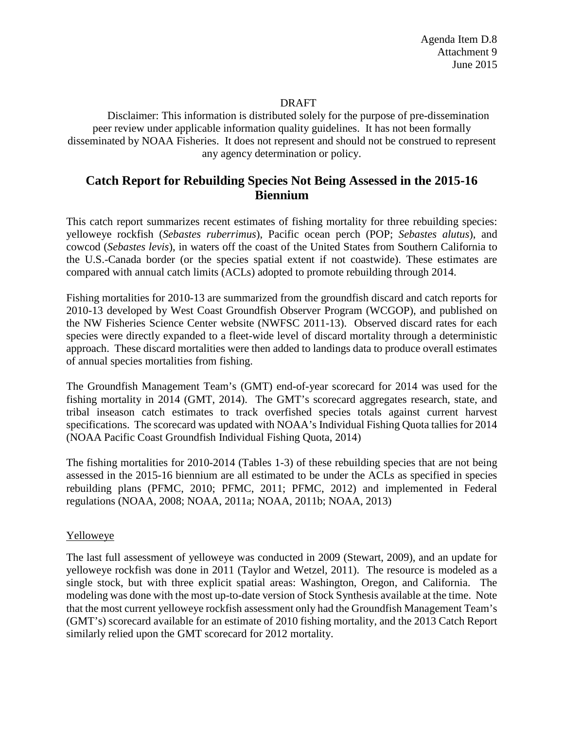Agenda Item D.8
Attachment 9
June 2015

DRAFT

Disclaimer: This information is distributed solely for the purpose of pre-dissemination peer review under applicable information quality guidelines. It has not been formally disseminated by NOAA Fisheries. It does not represent and should not be construed to represent any agency determination or policy.

# Catch Report for Rebuilding Species Not Being Assessed in the 2015-16 Biennium

This catch report summarizes recent estimates of fishing mortality for three rebuilding species: yelloweye rockfish (*Sebastes ruberrimus*), Pacific ocean perch (POP; *Sebastes alutus*), and cowcod (*Sebastes levis*), in waters off the coast of the United States from Southern California to the U.S.-Canada border (or the species spatial extent if not coastwide). These estimates are compared with annual catch limits (ACLs) adopted to promote rebuilding through 2014.

Fishing mortalities for 2010-13 are summarized from the groundfish discard and catch reports for 2010-13 developed by West Coast Groundfish Observer Program (WCGOP), and published on the NW Fisheries Science Center website (NWFSC 2011-13). Observed discard rates for each species were directly expanded to a fleet-wide level of discard mortality through a deterministic approach. These discard mortalities were then added to landings data to produce overall estimates of annual species mortalities from fishing.

The Groundfish Management Team's (GMT) end-of-year scorecard for 2014 was used for the fishing mortality in 2014 (GMT, 2014). The GMT's scorecard aggregates research, state, and tribal inseason catch estimates to track overfished species totals against current harvest specifications. The scorecard was updated with NOAA's Individual Fishing Quota tallies for 2014 (NOAA Pacific Coast Groundfish Individual Fishing Quota, 2014)

The fishing mortalities for 2010-2014 (Tables 1-3) of these rebuilding species that are not being assessed in the 2015-16 biennium are all estimated to be under the ACLs as specified in species rebuilding plans (PFMC, 2010; PFMC, 2011; PFMC, 2012) and implemented in Federal regulations (NOAA, 2008; NOAA, 2011a; NOAA, 2011b; NOAA, 2013)

## Yelloweye

The last full assessment of yelloweye was conducted in 2009 (Stewart, 2009), and an update for yelloweye rockfish was done in 2011 (Taylor and Wetzel, 2011). The resource is modeled as a single stock, but with three explicit spatial areas: Washington, Oregon, and California. The modeling was done with the most up-to-date version of Stock Synthesis available at the time. Note that the most current yelloweye rockfish assessment only had the Groundfish Management Team's (GMT's) scorecard available for an estimate of 2010 fishing mortality, and the 2013 Catch Report similarly relied upon the GMT scorecard for 2012 mortality.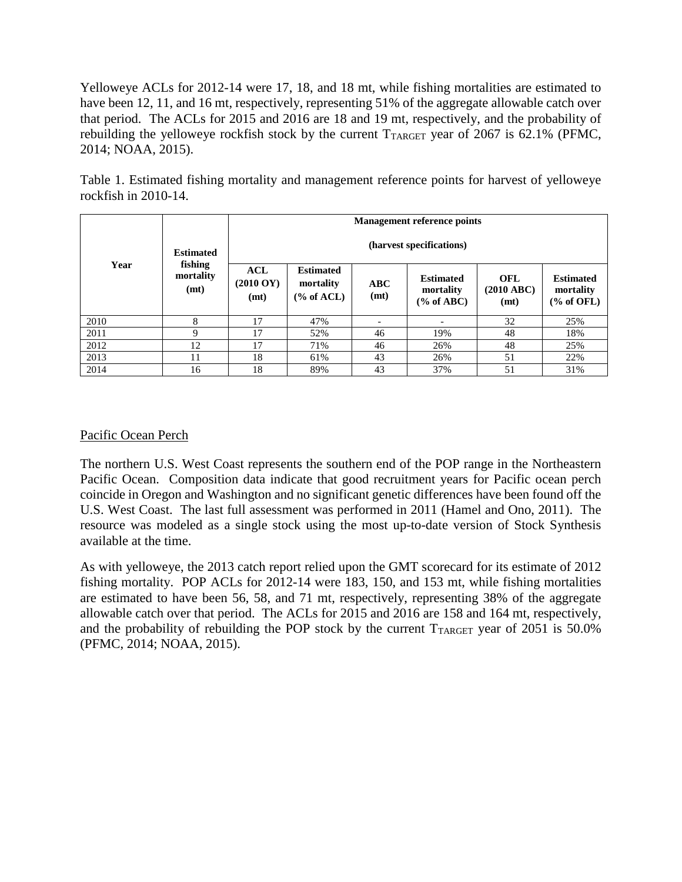Yelloweye ACLs for 2012-14 were 17, 18, and 18 mt, while fishing mortalities are estimated to have been 12, 11, and 16 mt, respectively, representing 51% of the aggregate allowable catch over that period. The ACLs for 2015 and 2016 are 18 and 19 mt, respectively, and the probability of rebuilding the yelloweye rockfish stock by the current $T_{TARGET}$ year of 2067 is 62.1% (PFMC, 2014; NOAA, 2015).

Table 1. Estimated fishing mortality and management reference points for harvest of yelloweye rockfish in 2010-14.

| Year | Estimated fishing mortality (mt) | Management reference points (harvest specifications) | | | | | |
|---|---|---|---|---|---|---|---|
| | | ACL (2010 OY) (mt) | Estimated mortality (% of ACL) | ABC (mt) | Estimated mortality (% of ABC) | OFL (2010 ABC) (mt) | Estimated mortality (% of OFL) |
| 2010 | 8 | 17 | 47% | - | - | 32 | 25% |
| 2011 | 9 | 17 | 52% | 46 | 19% | 48 | 18% |
| 2012 | 12 | 17 | 71% | 46 | 26% | 48 | 25% |
| 2013 | 11 | 18 | 61% | 43 | 26% | 51 | 22% |
| 2014 | 16 | 18 | 89% | 43 | 37% | 51 | 31% |

Pacific Ocean Perch

The northern U.S. West Coast represents the southern end of the POP range in the Northeastern Pacific Ocean. Composition data indicate that good recruitment years for Pacific ocean perch coincide in Oregon and Washington and no significant genetic differences have been found off the U.S. West Coast. The last full assessment was performed in 2011 (Hamel and Ono, 2011). The resource was modeled as a single stock using the most up-to-date version of Stock Synthesis available at the time.

As with yelloweye, the 2013 catch report relied upon the GMT scorecard for its estimate of 2012 fishing mortality. POP ACLs for 2012-14 were 183, 150, and 153 mt, while fishing mortalities are estimated to have been 56, 58, and 71 mt, respectively, representing 38% of the aggregate allowable catch over that period. The ACLs for 2015 and 2016 are 158 and 164 mt, respectively, and the probability of rebuilding the POP stock by the current $T_{TARGET}$ year of 2051 is 50.0% (PFMC, 2014; NOAA, 2015).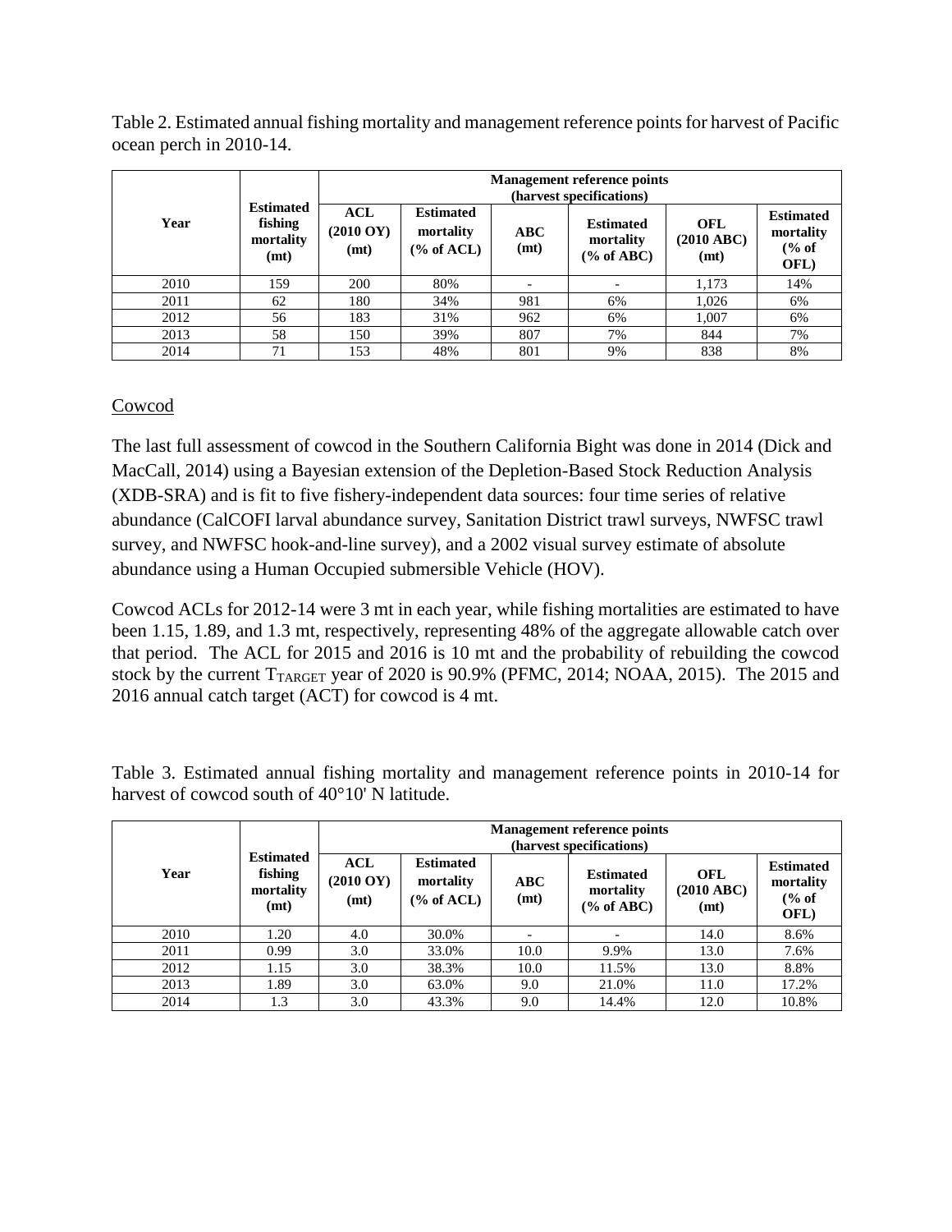Table 2. Estimated annual fishing mortality and management reference points for harvest of Pacific ocean perch in 2010-14.

| Year | Estimated fishing mortality (mt) | Management reference points (harvest specifications) | | | | | |
|---|---|---|---|---|---|---|---|
| | | ACL (2010 OY) (mt) | Estimated mortality (% of ACL) | ABC (mt) | Estimated mortality (% of ABC) | OFL (2010 ABC) (mt) | Estimated mortality (% of OFL) |
| 2010 | 159 | 200 | 80% | - | - | 1,173 | 14% |
| 2011 | 62 | 180 | 34% | 981 | 6% | 1,026 | 6% |
| 2012 | 56 | 183 | 31% | 962 | 6% | 1,007 | 6% |
| 2013 | 58 | 150 | 39% | 807 | 7% | 844 | 7% |
| 2014 | 71 | 153 | 48% | 801 | 9% | 838 | 8% |

## Cowcod

The last full assessment of cowcod in the Southern California Bight was done in 2014 (Dick and MacCall, 2014) using a Bayesian extension of the Depletion-Based Stock Reduction Analysis (XDB-SRA) and is fit to five fishery-independent data sources: four time series of relative abundance (CalCOFI larval abundance survey, Sanitation District trawl surveys, NWFSC trawl survey, and NWFSC hook-and-line survey), and a 2002 visual survey estimate of absolute abundance using a Human Occupied submersible Vehicle (HOV).

Cowcod ACLs for 2012-14 were 3 mt in each year, while fishing mortalities are estimated to have been 1.15, 1.89, and 1.3 mt, respectively, representing 48% of the aggregate allowable catch over that period. The ACL for 2015 and 2016 is 10 mt and the probability of rebuilding the cowcod stock by the current $T_{TARGET}$ year of 2020 is 90.9% (PFMC, 2014; NOAA, 2015). The 2015 and 2016 annual catch target (ACT) for cowcod is 4 mt.

Table 3. Estimated annual fishing mortality and management reference points in 2010-14 for harvest of cowcod south of 40°10' N latitude.

| Year | Estimated fishing mortality (mt) | Management reference points (harvest specifications) | | | | | |
|---|---|---|---|---|---|---|---|
| | | ACL (2010 OY) (mt) | Estimated mortality (% of ACL) | ABC (mt) | Estimated mortality (% of ABC) | OFL (2010 ABC) (mt) | Estimated mortality (% of OFL) |
| 2010 | 1.20 | 4.0 | 30.0% | - | - | 14.0 | 8.6% |
| 2011 | 0.99 | 3.0 | 33.0% | 10.0 | 9.9% | 13.0 | 7.6% |
| 2012 | 1.15 | 3.0 | 38.3% | 10.0 | 11.5% | 13.0 | 8.8% |
| 2013 | 1.89 | 3.0 | 63.0% | 9.0 | 21.0% | 11.0 | 17.2% |
| 2014 | 1.3 | 3.0 | 43.3% | 9.0 | 14.4% | 12.0 | 10.8% |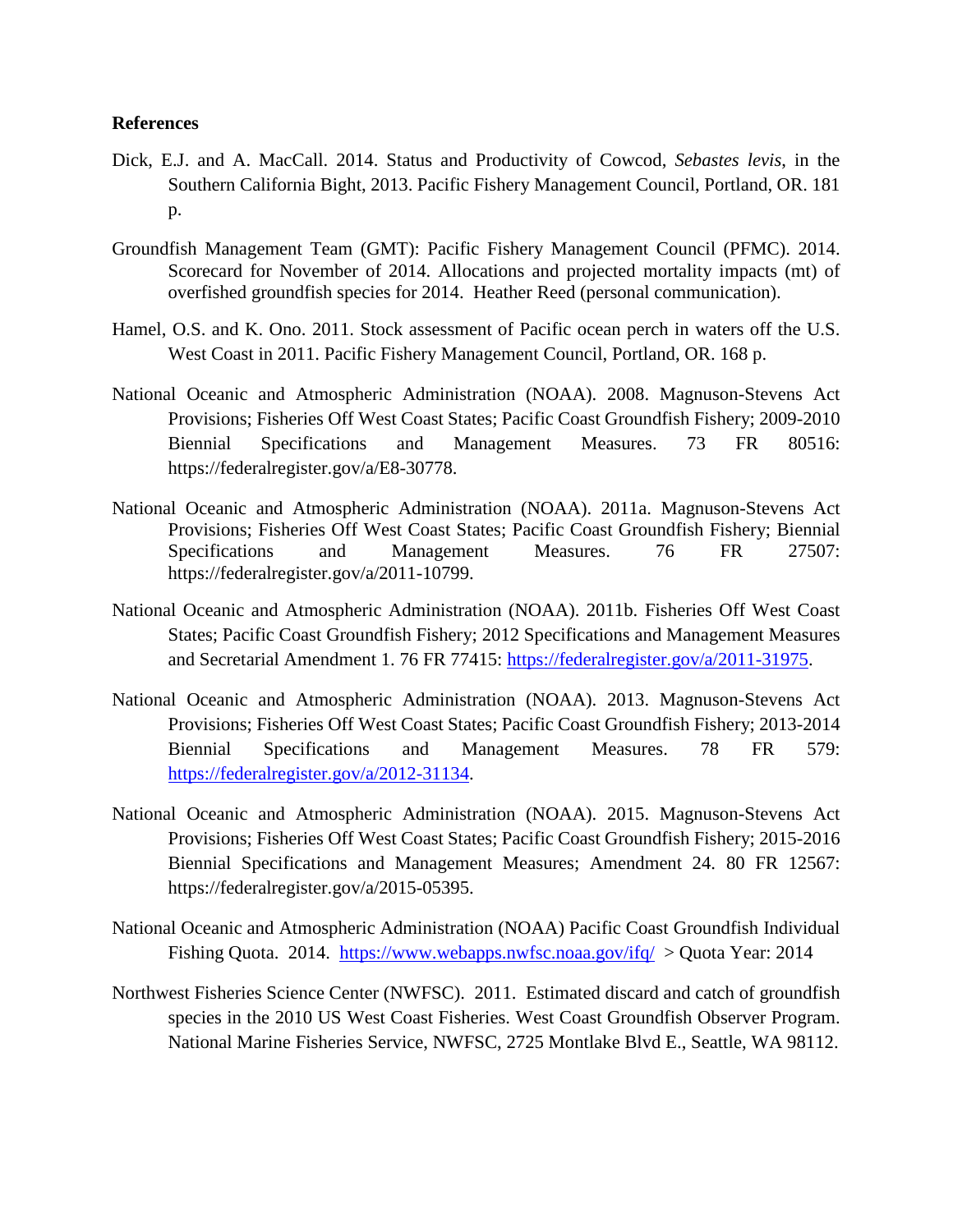**References**

Dick, E.J. and A. MacCall. 2014. Status and Productivity of Cowcod, *Sebastes levis*, in the Southern California Bight, 2013. Pacific Fishery Management Council, Portland, OR. 181 p.

Groundfish Management Team (GMT): Pacific Fishery Management Council (PFMC). 2014. Scorecard for November of 2014. Allocations and projected mortality impacts (mt) of overfished groundfish species for 2014. Heather Reed (personal communication).

Hamel, O.S. and K. Ono. 2011. Stock assessment of Pacific ocean perch in waters off the U.S. West Coast in 2011. Pacific Fishery Management Council, Portland, OR. 168 p.

National Oceanic and Atmospheric Administration (NOAA). 2008. Magnuson-Stevens Act Provisions; Fisheries Off West Coast States; Pacific Coast Groundfish Fishery; 2009-2010 Biennial Specifications and Management Measures. 73 FR 80516: https://federalregister.gov/a/E8-30778.

National Oceanic and Atmospheric Administration (NOAA). 2011a. Magnuson-Stevens Act Provisions; Fisheries Off West Coast States; Pacific Coast Groundfish Fishery; Biennial Specifications and Management Measures. 76 FR 27507: https://federalregister.gov/a/2011-10799.

National Oceanic and Atmospheric Administration (NOAA). 2011b. Fisheries Off West Coast States; Pacific Coast Groundfish Fishery; 2012 Specifications and Management Measures and Secretarial Amendment 1. 76 FR 77415: https://federalregister.gov/a/2011-31975.

National Oceanic and Atmospheric Administration (NOAA). 2013. Magnuson-Stevens Act Provisions; Fisheries Off West Coast States; Pacific Coast Groundfish Fishery; 2013-2014 Biennial Specifications and Management Measures. 78 FR 579: https://federalregister.gov/a/2012-31134.

National Oceanic and Atmospheric Administration (NOAA). 2015. Magnuson-Stevens Act Provisions; Fisheries Off West Coast States; Pacific Coast Groundfish Fishery; 2015-2016 Biennial Specifications and Management Measures; Amendment 24. 80 FR 12567: https://federalregister.gov/a/2015-05395.

National Oceanic and Atmospheric Administration (NOAA) Pacific Coast Groundfish Individual Fishing Quota. 2014. https://www.webapps.nwfsc.noaa.gov/ifq/ > Quota Year: 2014

Northwest Fisheries Science Center (NWFSC). 2011. Estimated discard and catch of groundfish species in the 2010 US West Coast Fisheries. West Coast Groundfish Observer Program. National Marine Fisheries Service, NWFSC, 2725 Montlake Blvd E., Seattle, WA 98112.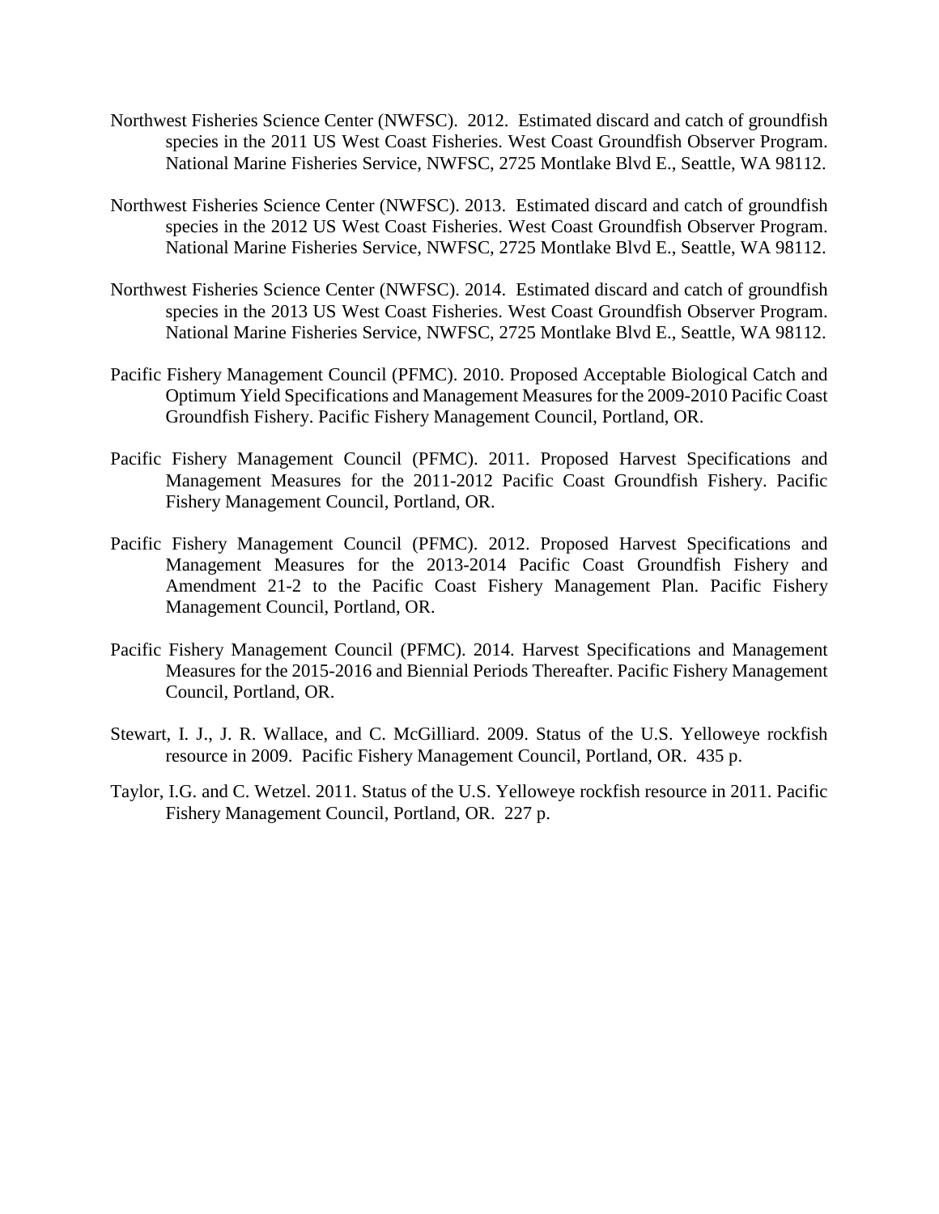Northwest Fisheries Science Center (NWFSC). 2012. Estimated discard and catch of groundfish species in the 2011 US West Coast Fisheries. West Coast Groundfish Observer Program. National Marine Fisheries Service, NWFSC, 2725 Montlake Blvd E., Seattle, WA 98112.

Northwest Fisheries Science Center (NWFSC). 2013. Estimated discard and catch of groundfish species in the 2012 US West Coast Fisheries. West Coast Groundfish Observer Program. National Marine Fisheries Service, NWFSC, 2725 Montlake Blvd E., Seattle, WA 98112.

Northwest Fisheries Science Center (NWFSC). 2014. Estimated discard and catch of groundfish species in the 2013 US West Coast Fisheries. West Coast Groundfish Observer Program. National Marine Fisheries Service, NWFSC, 2725 Montlake Blvd E., Seattle, WA 98112.

Pacific Fishery Management Council (PFMC). 2010. Proposed Acceptable Biological Catch and Optimum Yield Specifications and Management Measures for the 2009-2010 Pacific Coast Groundfish Fishery. Pacific Fishery Management Council, Portland, OR.

Pacific Fishery Management Council (PFMC). 2011. Proposed Harvest Specifications and Management Measures for the 2011-2012 Pacific Coast Groundfish Fishery. Pacific Fishery Management Council, Portland, OR.

Pacific Fishery Management Council (PFMC). 2012. Proposed Harvest Specifications and Management Measures for the 2013-2014 Pacific Coast Groundfish Fishery and Amendment 21-2 to the Pacific Coast Fishery Management Plan. Pacific Fishery Management Council, Portland, OR.

Pacific Fishery Management Council (PFMC). 2014. Harvest Specifications and Management Measures for the 2015-2016 and Biennial Periods Thereafter. Pacific Fishery Management Council, Portland, OR.

Stewart, I. J., J. R. Wallace, and C. McGilliard. 2009. Status of the U.S. Yelloweye rockfish resource in 2009. Pacific Fishery Management Council, Portland, OR. 435 p.

Taylor, I.G. and C. Wetzel. 2011. Status of the U.S. Yelloweye rockfish resource in 2011. Pacific Fishery Management Council, Portland, OR. 227 p.